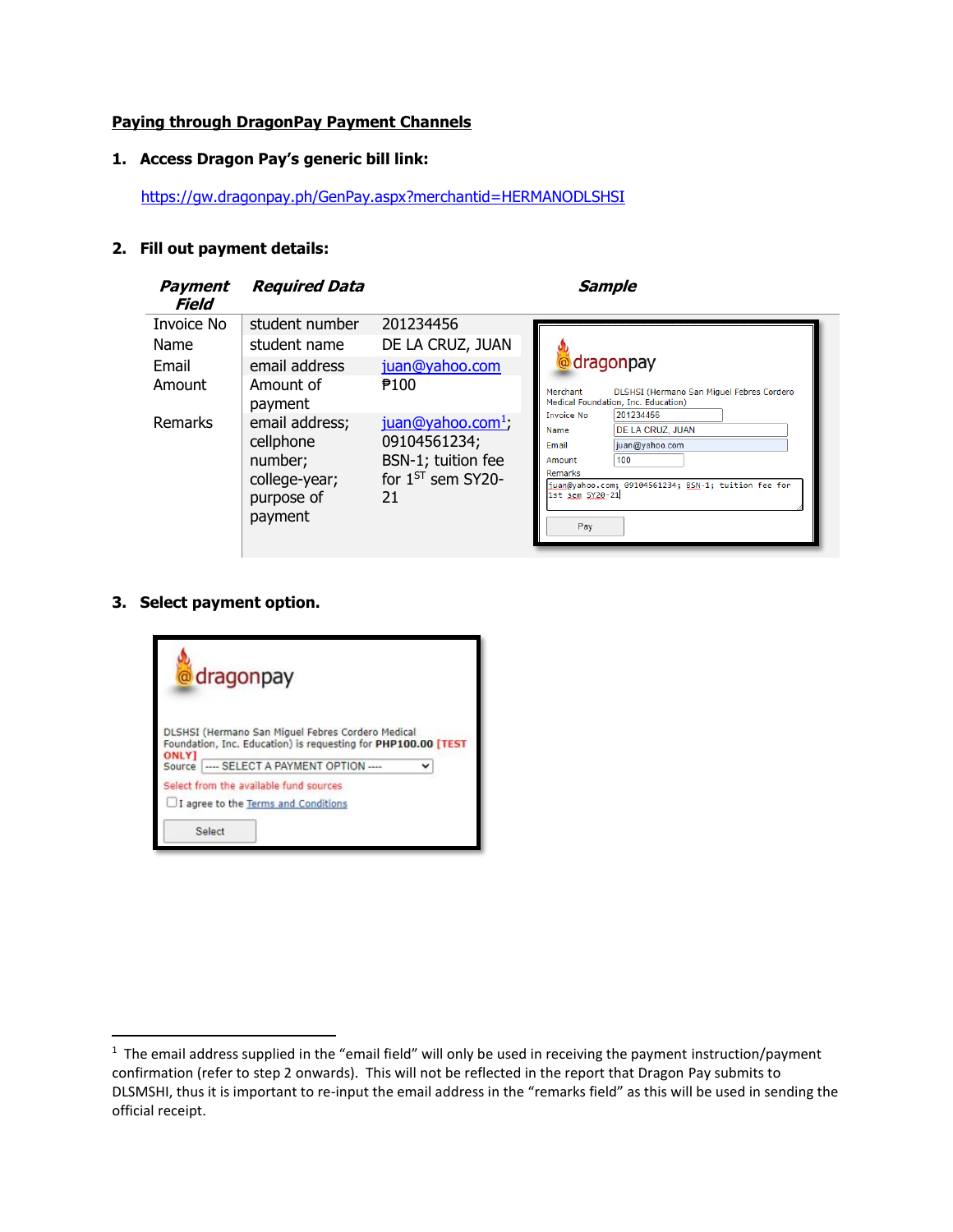## Paying through DragonPay Payment Channels

### 1. Access Dragon Pay's generic bill link:

https://gw.dragonpay.ph/GenPay.aspx?merchantid=HERMANODLSHSI

### 2. Fill out payment details:

| *Payment Field* | *Required Data* | *Sample* |
|---|---|---|
| Invoice No | student number | 201234456 |
| Name | student name | DE LA CRUZ, JUAN |
| Email | email address | juan@yahoo.com |
| Amount | Amount of payment | ₱100 |
| Remarks | email address; cellphone number; college-year; purpose of payment | juan@yahoo.com[1]; 09104561234; BSN-1; tuition fee for 1ST sem SY20-21 |

### 3. Select payment option.

---

[1] The email address supplied in the "email field" will only be used in receiving the payment instruction/payment confirmation (refer to step 2 onwards). This will not be reflected in the report that Dragon Pay submits to DLSMSHI, thus it is important to re-input the email address in the "remarks field" as this will be used in sending the official receipt.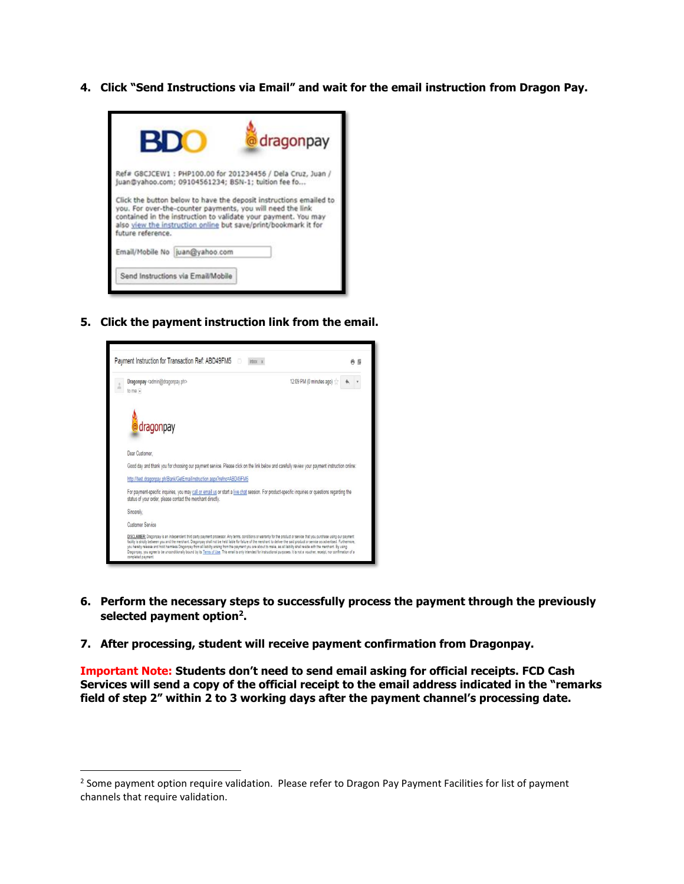4. **Click "Send Instructions via Email" and wait for the email instruction from Dragon Pay.**

5. **Click the payment instruction link from the email.**

6. **Perform the necessary steps to successfully process the payment through the previously selected payment option[2].**

7. **After processing, student will receive payment confirmation from Dragonpay.**

**Important Note: Students don't need to send email asking for official receipts. FCD Cash Services will send a copy of the official receipt to the email address indicated in the "remarks field of step 2" within 2 to 3 working days after the payment channel's processing date.**

---

[2] Some payment option require validation. Please refer to Dragon Pay Payment Facilities for list of payment channels that require validation.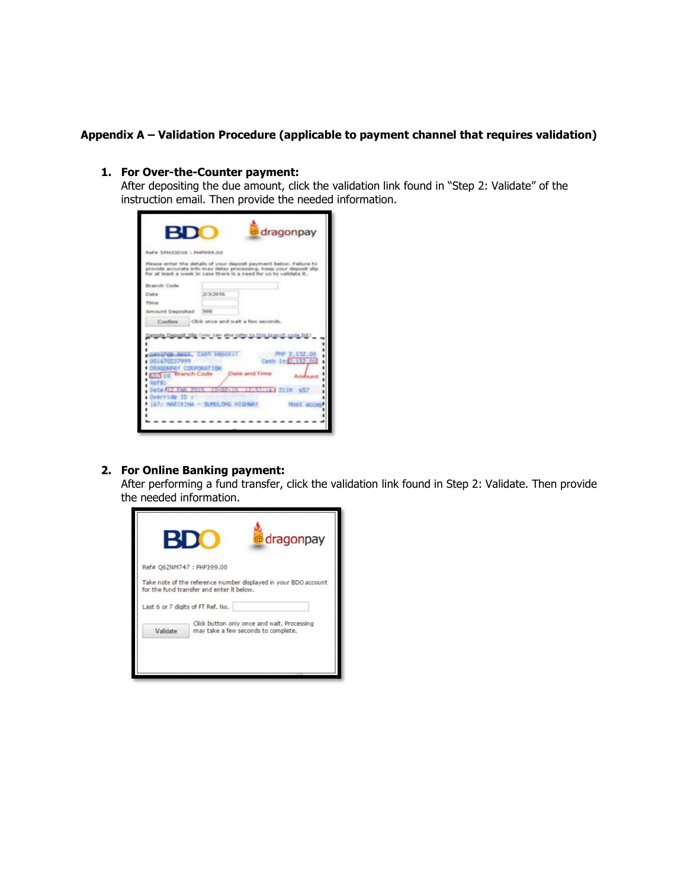**Appendix A – Validation Procedure (applicable to payment channel that requires validation)**

1. **For Over-the-Counter payment:**
   After depositing the due amount, click the validation link found in "Step 2: Validate" of the instruction email. Then provide the needed information.

2. **For Online Banking payment:**
   After performing a fund transfer, click the validation link found in Step 2: Validate. Then provide the needed information.